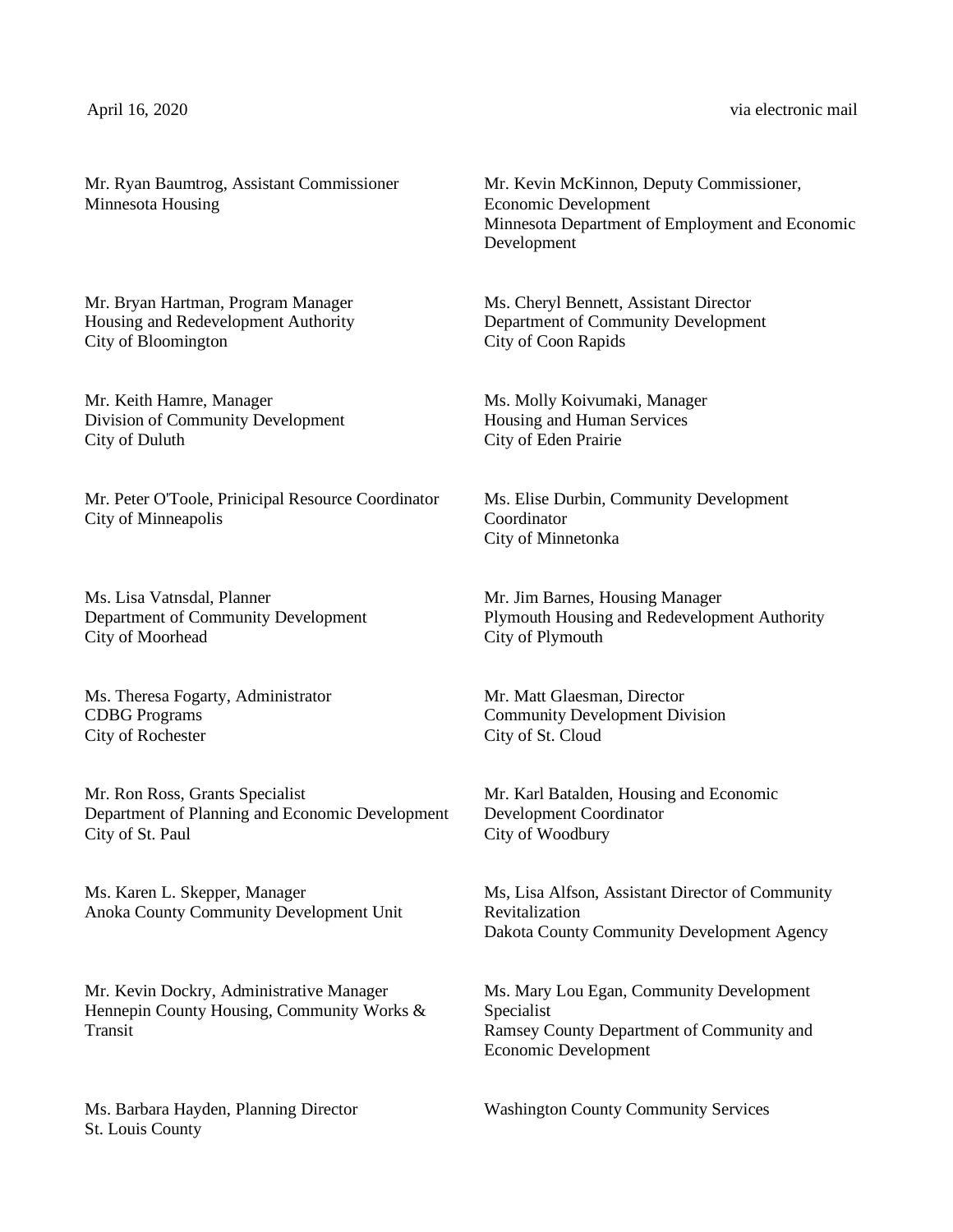April 16, 2020 via electronic mail

Mr. Ryan Baumtrog, Assistant Commissioner
Minnesota Housing

Mr. Kevin McKinnon, Deputy Commissioner,
Economic Development
Minnesota Department of Employment and Economic Development

Mr. Bryan Hartman, Program Manager
Housing and Redevelopment Authority
City of Bloomington

Ms. Cheryl Bennett, Assistant Director
Department of Community Development
City of Coon Rapids

Mr. Keith Hamre, Manager
Division of Community Development
City of Duluth

Ms. Molly Koivumaki, Manager
Housing and Human Services
City of Eden Prairie

Mr. Peter O'Toole, Prinicipal Resource Coordinator
City of Minneapolis

Ms. Elise Durbin, Community Development Coordinator
City of Minnetonka

Ms. Lisa Vatnsdal, Planner
Department of Community Development
City of Moorhead

Mr. Jim Barnes, Housing Manager
Plymouth Housing and Redevelopment Authority
City of Plymouth

Ms. Theresa Fogarty, Administrator
CDBG Programs
City of Rochester

Mr. Matt Glaesman, Director
Community Development Division
City of St. Cloud

Mr. Ron Ross, Grants Specialist
Department of Planning and Economic Development
City of St. Paul

Mr. Karl Batalden, Housing and Economic Development Coordinator
City of Woodbury

Ms. Karen L. Skepper, Manager
Anoka County Community Development Unit

Ms, Lisa Alfson, Assistant Director of Community Revitalization
Dakota County Community Development Agency

Mr. Kevin Dockry, Administrative Manager
Hennepin County Housing, Community Works & Transit

Ms. Mary Lou Egan, Community Development Specialist
Ramsey County Department of Community and Economic Development

Ms. Barbara Hayden, Planning Director
St. Louis County

Washington County Community Services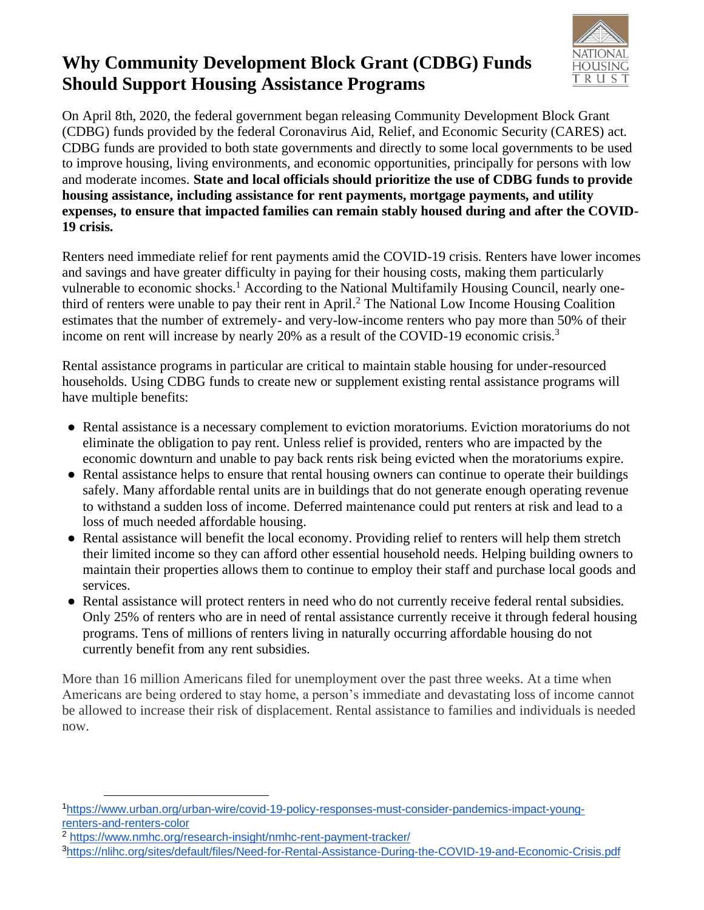# Why Community Development Block Grant (CDBG) Funds Should Support Housing Assistance Programs

On April 8th, 2020, the federal government began releasing Community Development Block Grant (CDBG) funds provided by the federal Coronavirus Aid, Relief, and Economic Security (CARES) act. CDBG funds are provided to both state governments and directly to some local governments to be used to improve housing, living environments, and economic opportunities, principally for persons with low and moderate incomes. **State and local officials should prioritize the use of CDBG funds to provide housing assistance, including assistance for rent payments, mortgage payments, and utility expenses, to ensure that impacted families can remain stably housed during and after the COVID-19 crisis.**

Renters need immediate relief for rent payments amid the COVID-19 crisis. Renters have lower incomes and savings and have greater difficulty in paying for their housing costs, making them particularly vulnerable to economic shocks.[1] According to the National Multifamily Housing Council, nearly one-third of renters were unable to pay their rent in April.[2] The National Low Income Housing Coalition estimates that the number of extremely- and very-low-income renters who pay more than 50% of their income on rent will increase by nearly 20% as a result of the COVID-19 economic crisis.[3]

Rental assistance programs in particular are critical to maintain stable housing for under-resourced households. Using CDBG funds to create new or supplement existing rental assistance programs will have multiple benefits:

- Rental assistance is a necessary complement to eviction moratoriums. Eviction moratoriums do not eliminate the obligation to pay rent. Unless relief is provided, renters who are impacted by the economic downturn and unable to pay back rents risk being evicted when the moratoriums expire.
- Rental assistance helps to ensure that rental housing owners can continue to operate their buildings safely. Many affordable rental units are in buildings that do not generate enough operating revenue to withstand a sudden loss of income. Deferred maintenance could put renters at risk and lead to a loss of much needed affordable housing.
- Rental assistance will benefit the local economy. Providing relief to renters will help them stretch their limited income so they can afford other essential household needs. Helping building owners to maintain their properties allows them to continue to employ their staff and purchase local goods and services.
- Rental assistance will protect renters in need who do not currently receive federal rental subsidies. Only 25% of renters who are in need of rental assistance currently receive it through federal housing programs. Tens of millions of renters living in naturally occurring affordable housing do not currently benefit from any rent subsidies.

More than 16 million Americans filed for unemployment over the past three weeks. At a time when Americans are being ordered to stay home, a person's immediate and devastating loss of income cannot be allowed to increase their risk of displacement. Rental assistance to families and individuals is needed now.

---

[1] https://www.urban.org/urban-wire/covid-19-policy-responses-must-consider-pandemics-impact-young-renters-and-renters-color

[2] https://www.nmhc.org/research-insight/nmhc-rent-payment-tracker/

[3] https://nlihc.org/sites/default/files/Need-for-Rental-Assistance-During-the-COVID-19-and-Economic-Crisis.pdf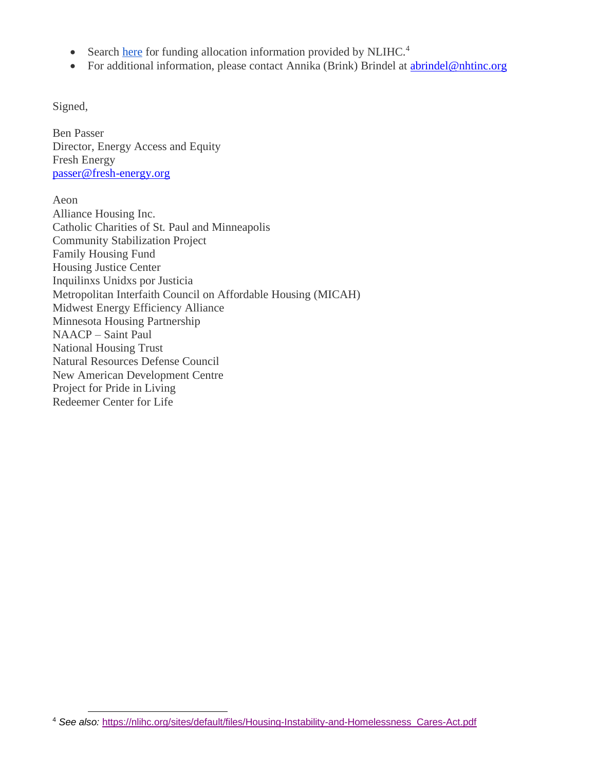- Search here for funding allocation information provided by NLIHC.[4]
- For additional information, please contact Annika (Brink) Brindel at abrindel@nhtinc.org

Signed,

Ben Passer
Director, Energy Access and Equity
Fresh Energy
passer@fresh-energy.org

Aeon
Alliance Housing Inc.
Catholic Charities of St. Paul and Minneapolis
Community Stabilization Project
Family Housing Fund
Housing Justice Center
Inquilinxs Unidxs por Justicia
Metropolitan Interfaith Council on Affordable Housing (MICAH)
Midwest Energy Efficiency Alliance
Minnesota Housing Partnership
NAACP – Saint Paul
National Housing Trust
Natural Resources Defense Council
New American Development Centre
Project for Pride in Living
Redeemer Center for Life

---

[4] *See also:* https://nlihc.org/sites/default/files/Housing-Instability-and-Homelessness_Cares-Act.pdf